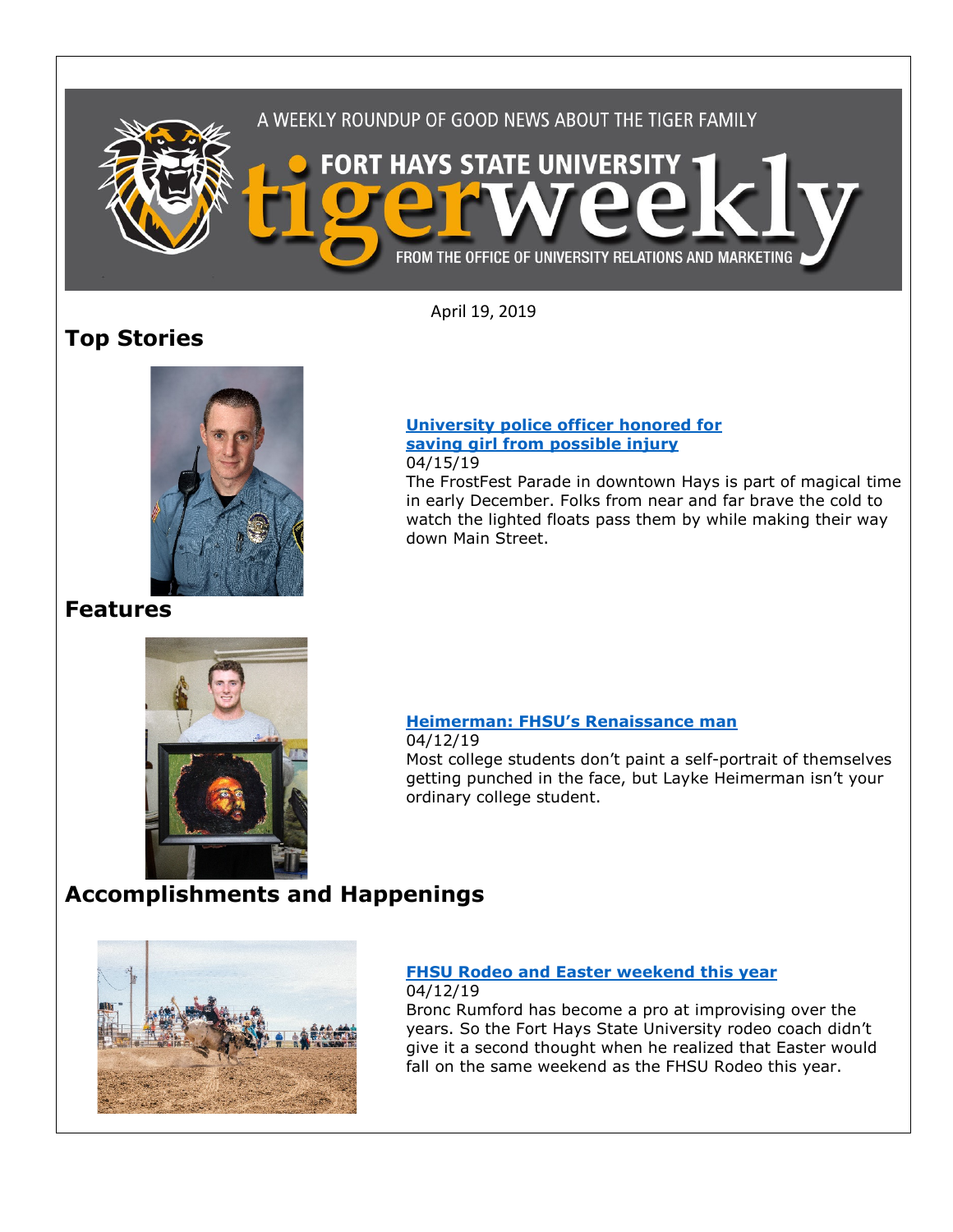A WEEKLY ROUNDUP OF GOOD NEWS ABOUT THE TIGER FAMILY

# FORT HAYS STATE UNIVERSITY tigerweekly

FROM THE OFFICE OF UNIVERSITY RELATIONS AND MARKETING

April 19, 2019

## Top Stories

**University police officer honored for saving girl from possible injury**
04/15/19
The FrostFest Parade in downtown Hays is part of magical time in early December. Folks from near and far brave the cold to watch the lighted floats pass them by while making their way down Main Street.

## Features

**Heimerman: FHSU's Renaissance man**
04/12/19
Most college students don't paint a self-portrait of themselves getting punched in the face, but Layke Heimerman isn't your ordinary college student.

## Accomplishments and Happenings

**FHSU Rodeo and Easter weekend this year**
04/12/19
Bronc Rumford has become a pro at improvising over the years. So the Fort Hays State University rodeo coach didn't give it a second thought when he realized that Easter would fall on the same weekend as the FHSU Rodeo this year.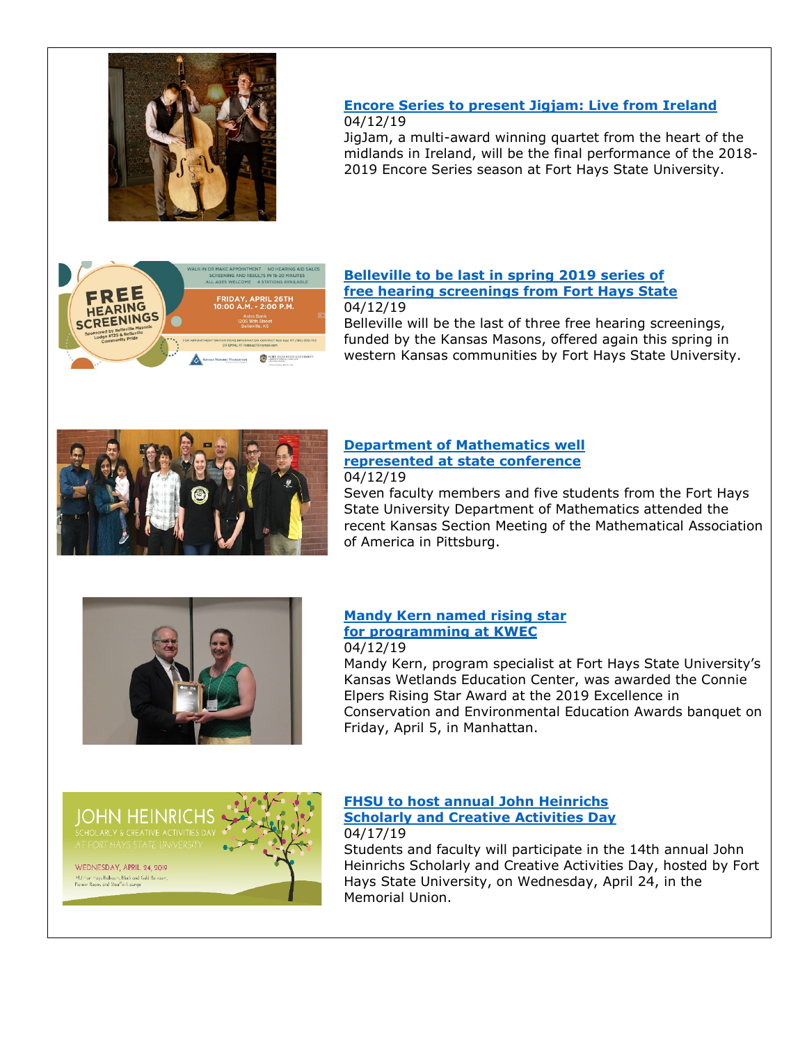**Encore Series to present Jigjam: Live from Ireland**
04/12/19
JigJam, a multi-award winning quartet from the heart of the midlands in Ireland, will be the final performance of the 2018-2019 Encore Series season at Fort Hays State University.

**Belleville to be last in spring 2019 series of free hearing screenings from Fort Hays State**
04/12/19
Belleville will be the last of three free hearing screenings, funded by the Kansas Masons, offered again this spring in western Kansas communities by Fort Hays State University.

**Department of Mathematics well represented at state conference**
04/12/19
Seven faculty members and five students from the Fort Hays State University Department of Mathematics attended the recent Kansas Section Meeting of the Mathematical Association of America in Pittsburg.

**Mandy Kern named rising star for programming at KWEC**
04/12/19
Mandy Kern, program specialist at Fort Hays State University's Kansas Wetlands Education Center, was awarded the Connie Elpers Rising Star Award at the 2019 Excellence in Conservation and Environmental Education Awards banquet on Friday, April 5, in Manhattan.

**FHSU to host annual John Heinrichs Scholarly and Creative Activities Day**
04/17/19
Students and faculty will participate in the 14th annual John Heinrichs Scholarly and Creative Activities Day, hosted by Fort Hays State University, on Wednesday, April 24, in the Memorial Union.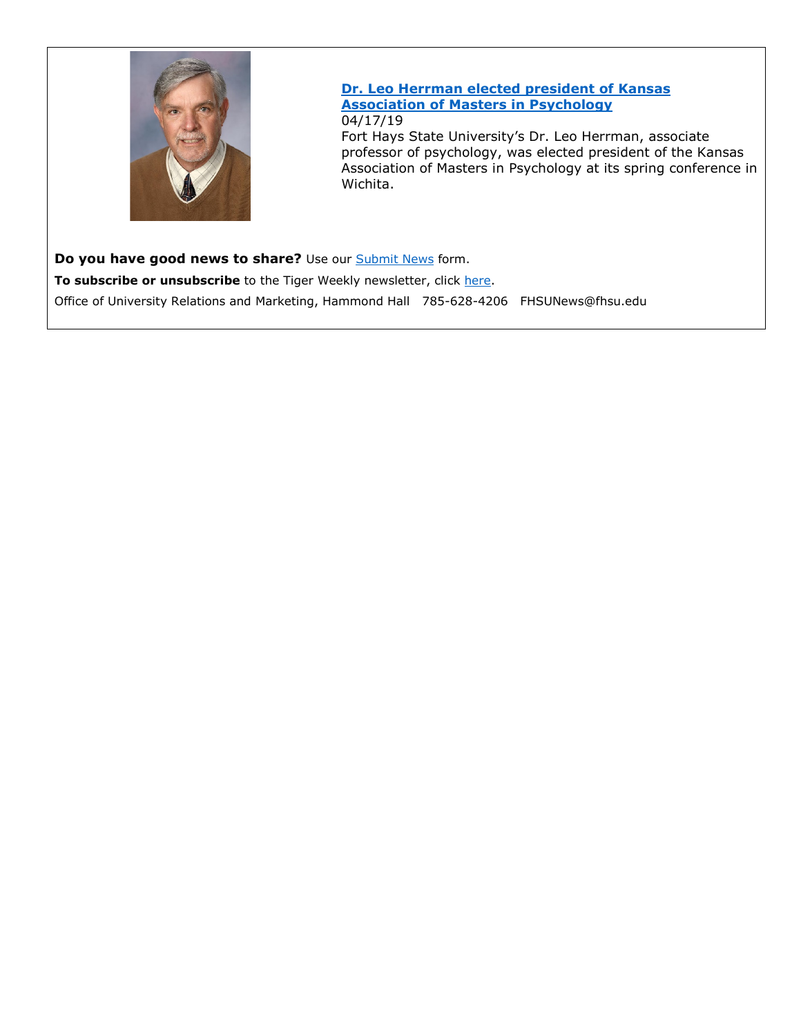**[Dr. Leo Herrman elected president of Kansas Association of Masters in Psychology](#)**
04/17/19
Fort Hays State University's Dr. Leo Herrman, associate professor of psychology, was elected president of the Kansas Association of Masters in Psychology at its spring conference in Wichita.

**Do you have good news to share?** Use our Submit News form.

**To subscribe or unsubscribe** to the Tiger Weekly newsletter, click here.

Office of University Relations and Marketing, Hammond Hall 785-628-4206 FHSUNews@fhsu.edu